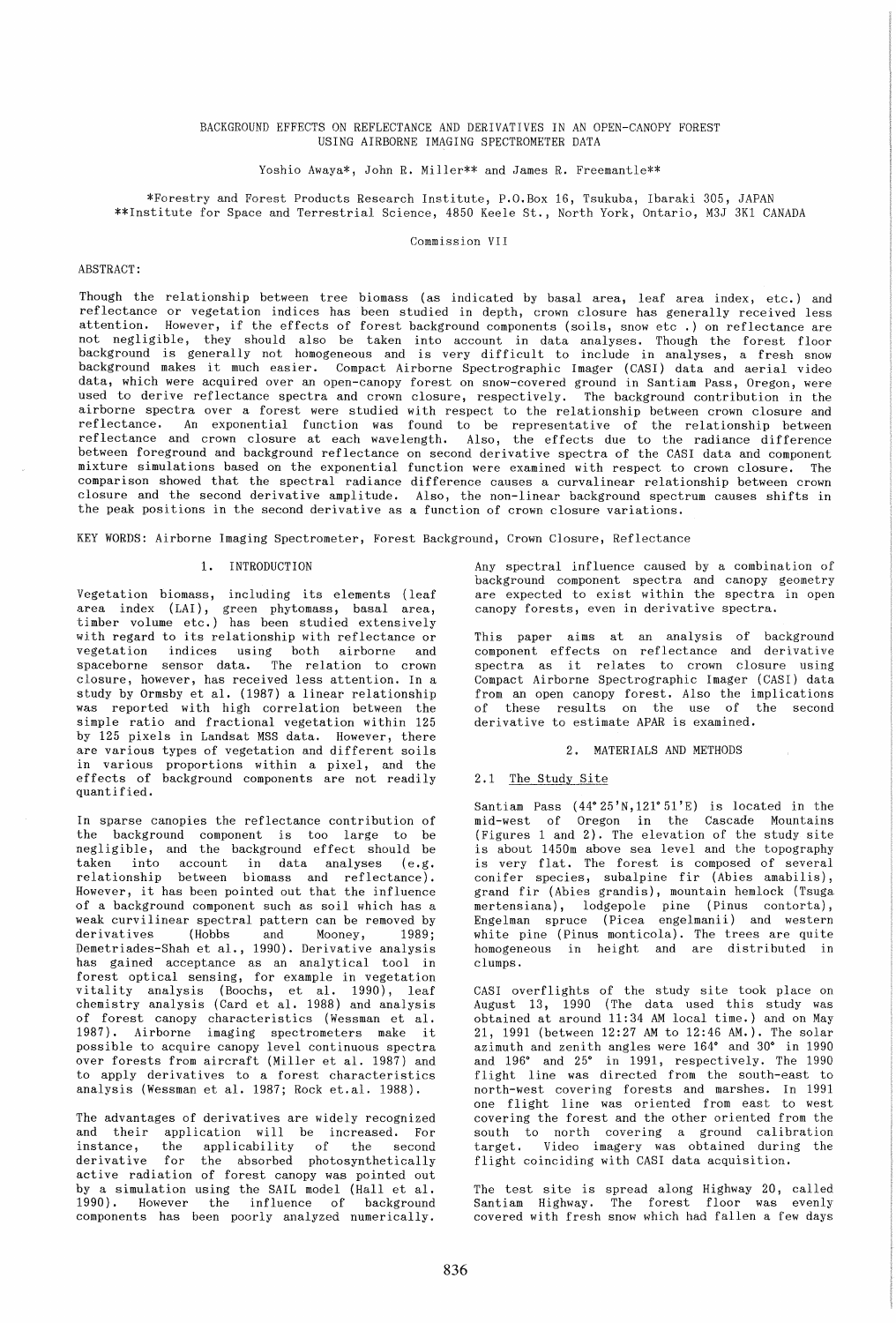# BACKGROUND EFFECTS ON REFLECTANCE AND DERIVATIVES IN AN OPEN-CANOPY FOREST USING AIRBORNE IMAGING SPECTROMETER DATA

Yoshio Awaya*, John R. Miller** and James R. Freemantle**

*Forestry and Forest Products Research Institute, P.O.Box 16, Tsukuba, Ibaraki 305, JAPAN
**Institute for Space and Terrestrial Science, 4850 Keele St., North York, Ontario, M3J 3K1 CANADA

Commission VII

ABSTRACT:

Though the relationship between tree biomass (as indicated by basal area, leaf area index, etc.) and reflectance or vegetation indices has been studied in depth, crown closure has generally received less attention. However, if the effects of forest background components (soils, snow etc .) on reflectance are not negligible, they should also be taken into account in data analyses. Though the forest floor background is generally not homogeneous and is very difficult to include in analyses, a fresh snow background makes it much easier. Compact Airborne Spectrographic Imager (CASI) data and aerial video data, which were acquired over an open-canopy forest on snow-covered ground in Santiam Pass, Oregon, were used to derive reflectance spectra and crown closure, respectively. The background contribution in the airborne spectra over a forest were studied with respect to the relationship between crown closure and reflectance. An exponential function was found to be representative of the relationship between reflectance and crown closure at each wavelength. Also, the effects due to the radiance difference between foreground and background reflectance on second derivative spectra of the CASI data and component mixture simulations based on the exponential function were examined with respect to crown closure. The comparison showed that the spectral radiance difference causes a curvalinear relationship between crown closure and the second derivative amplitude. Also, the non-linear background spectrum causes shifts in the peak positions in the second derivative as a function of crown closure variations.

KEY WORDS: Airborne Imaging Spectrometer, Forest Background, Crown Closure, Reflectance

## 1. INTRODUCTION

Vegetation biomass, including its elements (leaf area index (LAI), green phytomass, basal area, timber volume etc.) has been studied extensively with regard to its relationship with reflectance or vegetation indices using both airborne and spaceborne sensor data. The relation to crown closure, however, has received less attention. In a study by Ormsby et al. (1987) a linear relationship was reported with high correlation between the simple ratio and fractional vegetation within 125 by 125 pixels in Landsat MSS data. However, there are various types of vegetation and different soils in various proportions within a pixel, and the effects of background components are not readily quantified.

In sparse canopies the reflectance contribution of the background component is too large to be negligible, and the background effect should be taken into account in data analyses (e.g. relationship between biomass and reflectance). However, it has been pointed out that the influence of a background component such as soil which has a weak curvilinear spectral pattern can be removed by derivatives (Hobbs and Mooney, 1989; Demetriades-Shah et al., 1990). Derivative analysis has gained acceptance as an analytical tool in forest optical sensing, for example in vegetation vitality analysis (Boochs, et al. 1990), leaf chemistry analysis (Card et al. 1988) and analysis of forest canopy characteristics (Wessman et al. 1987). Airborne imaging spectrometers make it possible to acquire canopy level continuous spectra over forests from aircraft (Miller et al. 1987) and to apply derivatives to a forest characteristics analysis (Wessman et al. 1987; Rock et.al. 1988).

The advantages of derivatives are widely recognized and their application will be increased. For instance, the applicability of the second derivative for the absorbed photosynthetically active radiation of forest canopy was pointed out by a simulation using the SAIL model (Hall et al. 1990). However the influence of background components has been poorly analyzed numerically. Any spectral influence caused by a combination of background component spectra and canopy geometry are expected to exist within the spectra in open canopy forests, even in derivative spectra.

This paper aims at an analysis of background component effects on reflectance and derivative spectra as it relates to crown closure using Compact Airborne Spectrographic Imager (CASI) data from an open canopy forest. Also the implications of these results on the use of the second derivative to estimate APAR is examined.

## 2. MATERIALS AND METHODS

### 2.1 The Study Site

Santiam Pass (44°25'N,121°51'E) is located in the mid-west of Oregon in the Cascade Mountains (Figures 1 and 2). The elevation of the study site is about 1450m above sea level and the topography is very flat. The forest is composed of several conifer species, subalpine fir (Abies amabilis), grand fir (Abies grandis), mountain hemlock (Tsuga mertensiana), lodgepole pine (Pinus contorta), Engelman spruce (Picea engelmanii) and western white pine (Pinus monticola). The trees are quite homogeneous in height and are distributed in clumps.

CASI overflights of the study site took place on August 13, 1990 (The data used this study was obtained at around 11:34 AM local time.) and on May 21, 1991 (between 12:27 AM to 12:46 AM.). The solar azimuth and zenith angles were 164° and 30° in 1990 and 196° and 25° in 1991, respectively. The 1990 flight line was directed from the south-east to north-west covering forests and marshes. In 1991 one flight line was oriented from east to west covering the forest and the other oriented from the south to north covering a ground calibration target. Video imagery was obtained during the flight coinciding with CASI data acquisition.

The test site is spread along Highway 20, called Santiam Highway. The forest floor was evenly covered with fresh snow which had fallen a few days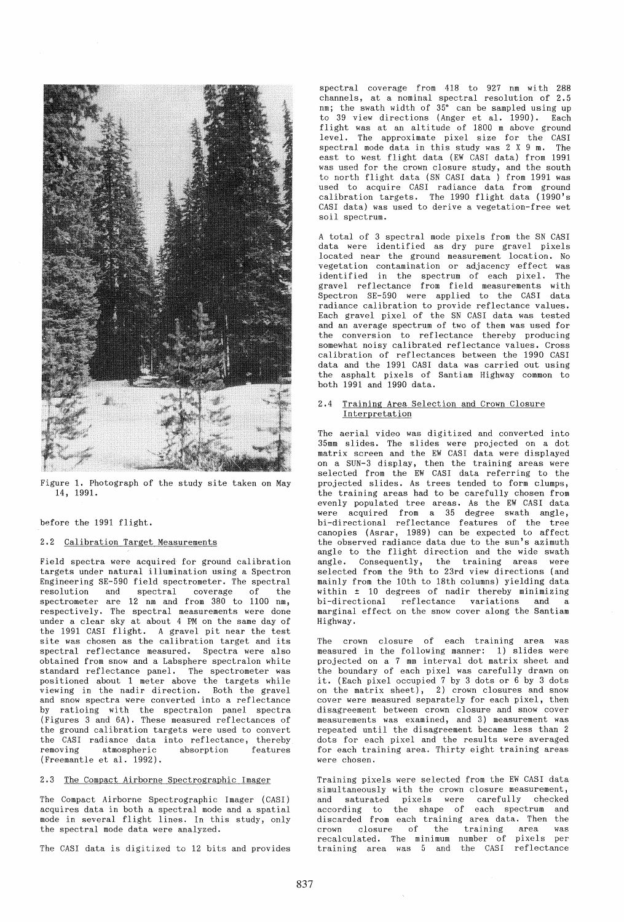Figure 1. Photograph of the study site taken on May 14, 1991.

before the 1991 flight.

## 2.2 Calibration Target Measurements

Field spectra were acquired for ground calibration targets under natural illumination using a Spectron Engineering SE-590 field spectrometer. The spectral resolution and spectral coverage of the spectrometer are 12 nm and from 380 to 1100 nm, respectively. The spectral measurements were done under a clear sky at about 4 PM on the same day of the 1991 CASI flight. A gravel pit near the test site was chosen as the calibration target and its spectral reflectance measured. Spectra were also obtained from snow and a Labsphere spectralon white standard reflectance panel. The spectrometer was positioned about 1 meter above the targets while viewing in the nadir direction. Both the gravel and snow spectra were converted into a reflectance by ratioing with the spectralon panel spectra (Figures 3 and 6A). These measured reflectances of the ground calibration targets were used to convert the CASI radiance data into reflectance, thereby removing atmospheric absorption features (Freemantle et al. 1992).

## 2.3 The Compact Airborne Spectrographic Imager

The Compact Airborne Spectrographic Imager (CASI) acquires data in both a spectral mode and a spatial mode in several flight lines. In this study, only the spectral mode data were analyzed.

The CASI data is digitized to 12 bits and provides spectral coverage from 418 to 927 nm with 288 channels, at a nominal spectral resolution of 2.5 nm; the swath width of 35° can be sampled using up to 39 view directions (Anger et al. 1990). Each flight was at an altitude of 1800 m above ground level. The approximate pixel size for the CASI spectral mode data in this study was 2 X 9 m. The east to west flight data (EW CASI data) from 1991 was used for the crown closure study, and the south to north flight data (SN CASI data ) from 1991 was used to acquire CASI radiance data from ground calibration targets. The 1990 flight data (1990's CASI data) was used to derive a vegetation-free wet soil spectrum.

A total of 3 spectral mode pixels from the SN CASI data were identified as dry pure gravel pixels located near the ground measurement location. No vegetation contamination or adjacency effect was identified in the spectrum of each pixel. The gravel reflectance from field measurements with Spectron SE-590 were applied to the CASI data radiance calibration to provide reflectance values. Each gravel pixel of the SN CASI data was tested and an average spectrum of two of them was used for the conversion to reflectance thereby producing somewhat noisy calibrated reflectance values. Cross calibration of reflectances between the 1990 CASI data and the 1991 CASI data was carried out using the asphalt pixels of Santiam Highway common to both 1991 and 1990 data.

## 2.4 Training Area Selection and Crown Closure Interpretation

The aerial video was digitized and converted into 35mm slides. The slides were projected on a dot matrix screen and the EW CASI data were displayed on a SUN-3 display, then the training areas were selected from the EW CASI data referring to the projected slides. As trees tended to form clumps, the training areas had to be carefully chosen from evenly populated tree areas. As the EW CASI data were acquired from a 35 degree swath angle, bi-directional reflectance features of the tree canopies (Asrar, 1989) can be expected to affect the observed radiance data due to the sun's azimuth angle to the flight direction and the wide swath angle. Consequently, the training areas were selected from the 9th to 23rd view directions (and mainly from the 10th to 18th columns) yielding data within ± 10 degrees of nadir thereby minimizing bi-directional reflectance variations and a marginal effect on the snow cover along the Santiam Highway.

The crown closure of each training area was measured in the following manner: 1) slides were projected on a 7 mm interval dot matrix sheet and the boundary of each pixel was carefully drawn on it. (Each pixel occupied 7 by 3 dots or 6 by 3 dots on the matrix sheet), 2) crown closures and snow cover were measured separately for each pixel, then disagreement between crown closure and snow cover measurements was examined, and 3) measurement was repeated until the disagreement became less than 2 dots for each pixel and the results were averaged for each training area. Thirty eight training areas were chosen.

Training pixels were selected from the EW CASI data simultaneously with the crown closure measurement, and saturated pixels were carefully checked according to the shape of each spectrum and discarded from each training area data. Then the crown closure of the training area was recalculated. The minimum number of pixels per training area was 5 and the CASI reflectance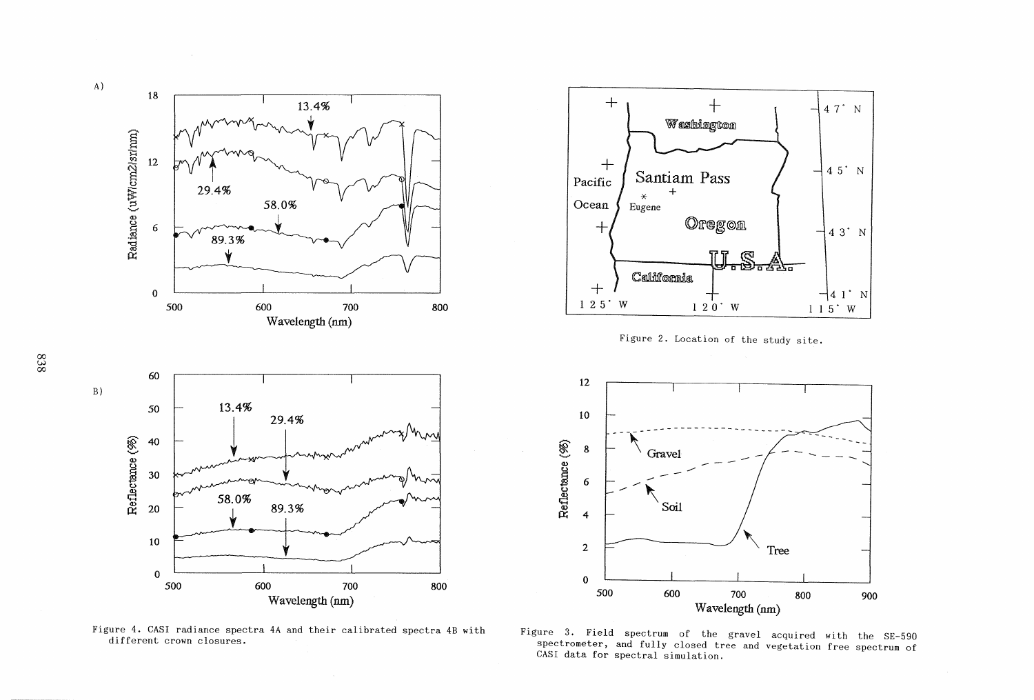Figure 4. CASI radiance spectra 4A and their calibrated spectra 4B with different crown closures.

Figure 2. Location of the study site.

Figure 3. Field spectrum of the gravel acquired with the SE-590 spectrometer, and fully closed tree and vegetation free spectrum of CASI data for spectral simulation.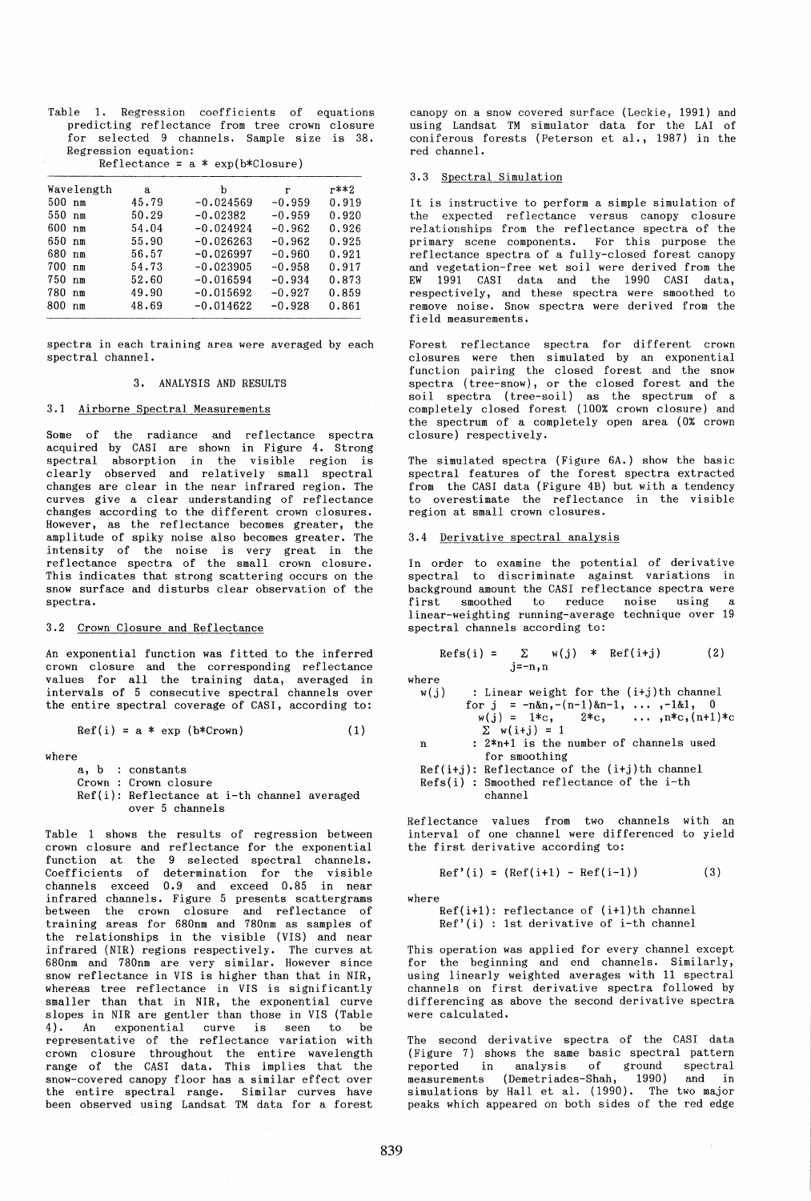Table 1. Regression coefficients of equations predicting reflectance from tree crown closure for selected 9 channels. Sample size is 38. Regression equation:

Reflectance = a * exp(b*Closure)

| Wavelength | a | b | r | r**2 |
|---|---|---|---|---|
| 500 nm | 45.79 | -0.024569 | -0.959 | 0.919 |
| 550 nm | 50.29 | -0.02382 | -0.959 | 0.920 |
| 600 nm | 54.04 | -0.024924 | -0.962 | 0.926 |
| 650 nm | 55.90 | -0.026263 | -0.962 | 0.925 |
| 680 nm | 56.57 | -0.026997 | -0.960 | 0.921 |
| 700 nm | 54.73 | -0.023905 | -0.958 | 0.917 |
| 750 nm | 52.60 | -0.016594 | -0.934 | 0.873 |
| 780 nm | 49.90 | -0.015692 | -0.927 | 0.859 |
| 800 nm | 48.69 | -0.014622 | -0.928 | 0.861 |

spectra in each training area were averaged by each spectral channel.

## 3. ANALYSIS AND RESULTS

### 3.1 Airborne Spectral Measurements

Some of the radiance and reflectance spectra acquired by CASI are shown in Figure 4. Strong spectral absorption in the visible region is clearly observed and relatively small spectral changes are clear in the near infrared region. The curves give a clear understanding of reflectance changes according to the different crown closures. However, as the reflectance becomes greater, the amplitude of spiky noise also becomes greater. The intensity of the noise is very great in the reflectance spectra of the small crown closure. This indicates that strong scattering occurs on the snow surface and disturbs clear observation of the spectra.

### 3.2 Crown Closure and Reflectance

An exponential function was fitted to the inferred crown closure and the corresponding reflectance values for all the training data, averaged in intervals of 5 consecutive spectral channels over the entire spectral coverage of CASI, according to:

$$\mathrm{Ref}(i) = a * \exp(b*\mathrm{Crown}) \qquad (1)$$

where

- a, b : constants
- Crown : Crown closure
- Ref(i): Reflectance at i-th channel averaged over 5 channels

Table 1 shows the results of regression between crown closure and reflectance for the exponential function at the 9 selected spectral channels. Coefficients of determination for the visible channels exceed 0.9 and exceed 0.85 in near infrared channels. Figure 5 presents scattergrams between the crown closure and reflectance of training areas for 680nm and 780nm as samples of the relationships in the visible (VIS) and near infrared (NIR) regions respectively. The curves at 680nm and 780nm are very similar. However since snow reflectance in VIS is higher than that in NIR, whereas tree reflectance in VIS is significantly smaller than that in NIR, the exponential curve slopes in NIR are gentler than those in VIS (Table 4). An exponential curve is seen to be representative of the reflectance variation with crown closure throughout the entire wavelength range of the CASI data. This implies that the snow-covered canopy floor has a similar effect over the entire spectral range. Similar curves have been observed using Landsat TM data for a forest canopy on a snow covered surface (Leckie, 1991) and using Landsat TM simulator data for the LAI of coniferous forests (Peterson et al., 1987) in the red channel.

### 3.3 Spectral Simulation

It is instructive to perform a simple simulation of the expected reflectance versus canopy closure relationships from the reflectance spectra of the primary scene components. For this purpose the reflectance spectra of a fully-closed forest canopy and vegetation-free wet soil were derived from the EW 1991 CASI data and the 1990 CASI data, respectively, and these spectra were smoothed to remove noise. Snow spectra were derived from the field measurements.

Forest reflectance spectra for different crown closures were then simulated by an exponential function pairing the closed forest and the snow spectra (tree-snow), or the closed forest and the soil spectra (tree-soil) as the spectrum of a completely closed forest (100% crown closure) and the spectrum of a completely open area (0% crown closure) respectively.

The simulated spectra (Figure 6A.) show the basic spectral features of the forest spectra extracted from the CASI data (Figure 4B) but with a tendency to overestimate the reflectance in the visible region at small crown closures.

### 3.4 Derivative spectral analysis

In order to examine the potential of derivative spectral to discriminate against variations in background amount the CASI reflectance spectra were first smoothed to reduce noise using a linear-weighting running-average technique over 19 spectral channels according to:

$$\mathrm{Refs}(i) = \sum_{j=-n,n} w(j) * \mathrm{Ref}(i+j) \qquad (2)$$

where

- w(j) : Linear weight for the (i+j)th channel for j = -n&n,-(n-1)&n-1, ... ,-1&1, 0
  w(j) = 1*c, 2*c, ... ,n*c,(n+1)*c
  $\Sigma$ w(i+j) = 1
- n : 2*n+1 is the number of channels used for smoothing
- Ref(i+j): Reflectance of the (i+j)th channel
- Refs(i) : Smoothed reflectance of the i-th channel

Reflectance values from two channels with an interval of one channel were differenced to yield the first derivative according to:

$$\mathrm{Ref}'(i) = (\mathrm{Ref}(i+1) - \mathrm{Ref}(i-1)) \qquad (3)$$

where

- Ref(i+1): reflectance of (i+1)th channel
- Ref'(i) : 1st derivative of i-th channel

This operation was applied for every channel except for the beginning and end channels. Similarly, using linearly weighted averages with 11 spectral channels on first derivative spectra followed by differencing as above the second derivative spectra were calculated.

The second derivative spectra of the CASI data (Figure 7) shows the same basic spectral pattern reported in analysis of ground spectral measurements (Demetriades-Shah, 1990) and in simulations by Hall et al. (1990). The two major peaks which appeared on both sides of the red edge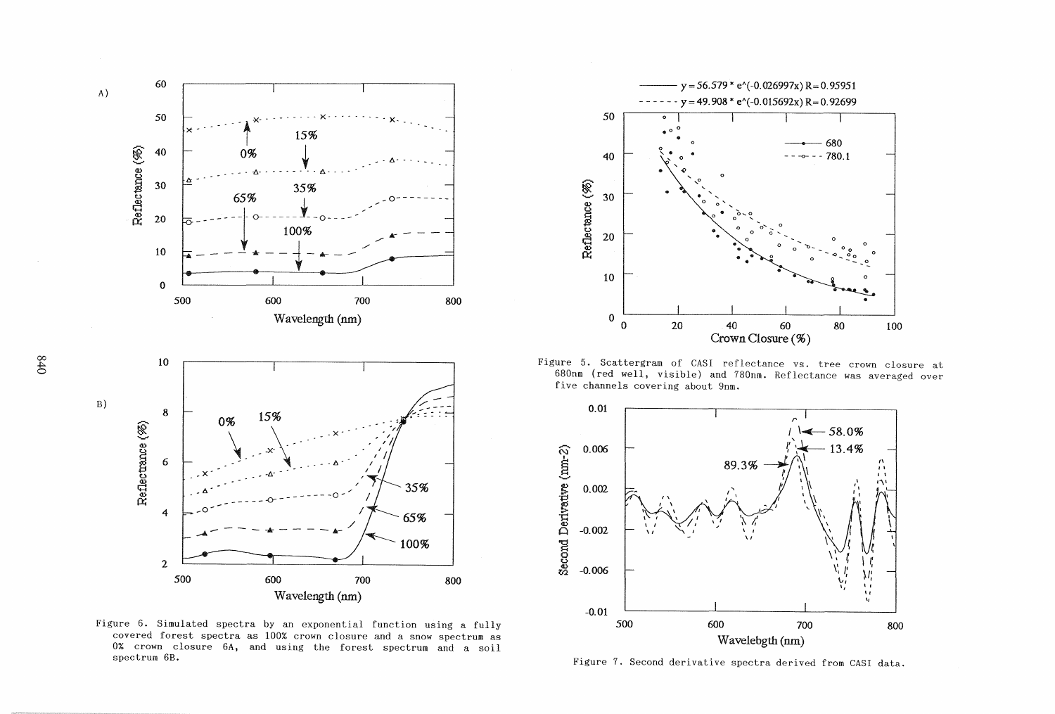Figure 6. Simulated spectra by an exponential function using a fully covered forest spectra as 100% crown closure and a snow spectrum as 0% crown closure 6A, and using the forest spectrum and a soil spectrum 6B.

Figure 5. Scattergram of CASI reflectance vs. tree crown closure at 680nm (red well, visible) and 780nm. Reflectance was averaged over five channels covering about 9nm.

Figure 7. Second derivative spectra derived from CASI data.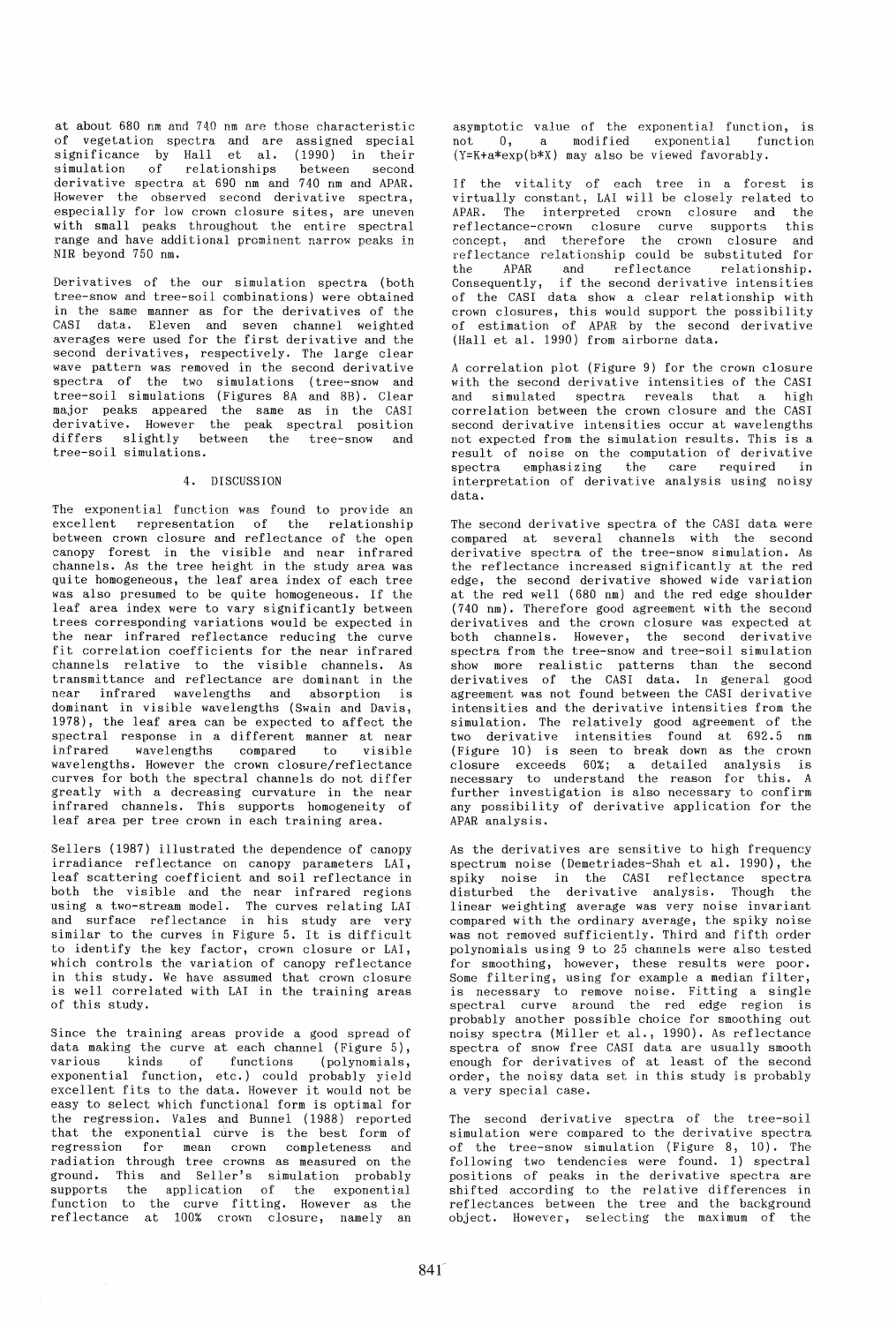at about 680 nm and 740 nm are those characteristic of vegetation spectra and are assigned special significance by Hall et al. (1990) in their simulation of relationships between second derivative spectra at 690 nm and 740 nm and APAR. However the observed second derivative spectra, especially for low crown closure sites, are uneven with small peaks throughout the entire spectral range and have additional prominent narrow peaks in NIR beyond 750 nm.

Derivatives of the our simulation spectra (both tree-snow and tree-soil combinations) were obtained in the same manner as for the derivatives of the CASI data. Eleven and seven channel weighted averages were used for the first derivative and the second derivatives, respectively. The large clear wave pattern was removed in the second derivative spectra of the two simulations (tree-snow and tree-soil simulations (Figures 8A and 8B). Clear major peaks appeared the same as in the CASI derivative. However the peak spectral position differs slightly between the tree-snow and tree-soil simulations.

## 4. DISCUSSION

The exponential function was found to provide an excellent representation of the relationship between crown closure and reflectance of the open canopy forest in the visible and near infrared channels. As the tree height in the study area was quite homogeneous, the leaf area index of each tree was also presumed to be quite homogeneous. If the leaf area index were to vary significantly between trees corresponding variations would be expected in the near infrared reflectance reducing the curve fit correlation coefficients for the near infrared channels relative to the visible channels. As transmittance and reflectance are dominant in the near infrared wavelengths and absorption is dominant in visible wavelengths (Swain and Davis, 1978), the leaf area can be expected to affect the spectral response in a different manner at near infrared wavelengths compared to visible wavelengths. However the crown closure/reflectance curves for both the spectral channels do not differ greatly with a decreasing curvature in the near infrared channels. This supports homogeneity of leaf area per tree crown in each training area.

Sellers (1987) illustrated the dependence of canopy irradiance reflectance on canopy parameters LAI, leaf scattering coefficient and soil reflectance in both the visible and the near infrared regions using a two-stream model. The curves relating LAI and surface reflectance in his study are very similar to the curves in Figure 5. It is difficult to identify the key factor, crown closure or LAI, which controls the variation of canopy reflectance in this study. We have assumed that crown closure is well correlated with LAI in the training areas of this study.

Since the training areas provide a good spread of data making the curve at each channel (Figure 5), various kinds of functions (polynomials, exponential function, etc.) could probably yield excellent fits to the data. However it would not be easy to select which functional form is optimal for the regression. Vales and Bunnel (1988) reported that the exponential curve is the best form of regression for mean crown completeness and radiation through tree crowns as measured on the ground. This and Seller's simulation probably supports the application of the exponential function to the curve fitting. However as the reflectance at 100% crown closure, namely an asymptotic value of the exponential function, is not 0, a modified exponential function ($Y=K+a*\exp(b*X)$) may also be viewed favorably.

If the vitality of each tree in a forest is virtually constant, LAI will be closely related to APAR. The interpreted crown closure and the reflectance-crown closure curve supports this concept, and therefore the crown closure and reflectance relationship could be substituted for the APAR and reflectance relationship. Consequently, if the second derivative intensities of the CASI data show a clear relationship with crown closures, this would support the possibility of estimation of APAR by the second derivative (Hall et al. 1990) from airborne data.

A correlation plot (Figure 9) for the crown closure with the second derivative intensities of the CASI and simulated spectra reveals that a high correlation between the crown closure and the CASI second derivative intensities occur at wavelengths not expected from the simulation results. This is a result of noise on the computation of derivative spectra emphasizing the care required in interpretation of derivative analysis using noisy data.

The second derivative spectra of the CASI data were compared at several channels with the second derivative spectra of the tree-snow simulation. As the reflectance increased significantly at the red edge, the second derivative showed wide variation at the red well (680 nm) and the red edge shoulder (740 nm). Therefore good agreement with the second derivatives and the crown closure was expected at both channels. However, the second derivative spectra from the tree-snow and tree-soil simulations show more realistic patterns than the second derivatives of the CASI data. In general good agreement was not found between the CASI derivative intensities and the derivative intensities from the simulation. The relatively good agreement of the two derivative intensities found at 692.5 nm (Figure 10) is seen to break down as the crown closure exceeds 60%; a detailed analysis is necessary to understand the reason for this. A further investigation is also necessary to confirm any possibility of derivative application for the APAR analysis.

As the derivatives are sensitive to high frequency spectrum noise (Demetriades-Shah et al. 1990), the spiky noise in the CASI reflectance spectra disturbed the derivative analysis. Though the linear weighting average was very noise invariant compared with the ordinary average, the spiky noise was not removed sufficiently. Third and fifth order polynomials using 9 to 25 channels were also tested for smoothing, however, these results were poor. Some filtering, using for example a median filter, is necessary to remove noise. Fitting a single spectral curve around the red edge region is probably another possible choice for smoothing out noisy spectra (Miller et al., 1990). As reflectance spectra of snow free CASI data are usually smooth enough for derivatives of at least of the second order, the noisy data set in this study is probably a very special case.

The second derivative spectra of the tree-soil simulation were compared to the derivative spectra of the tree-snow simulation (Figure 8, 10). The following two tendencies were found. 1) spectral positions of peaks in the derivative spectra are shifted according to the relative differences in reflectances between the tree and the background object. However, selecting the maximum of the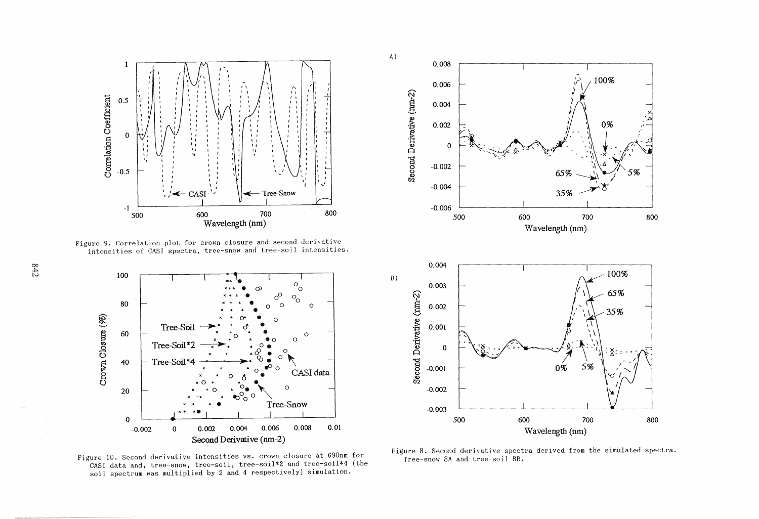Figure 9. Correlation plot for crown closure and second derivative intensities of CASI spectra, tree-snow and tree-soil intensities.

Figure 10. Second derivative intensities vs. crown closure at 690nm for CASI data and, tree-snow, tree-soil, tree-soil*2 and tree-soil*4 (the soil spectrum was multiplied by 2 and 4 respectively) simulation.

Figure 8. Second derivative spectra derived from the simulated spectra. Tree-snow 8A and tree-soil 8B.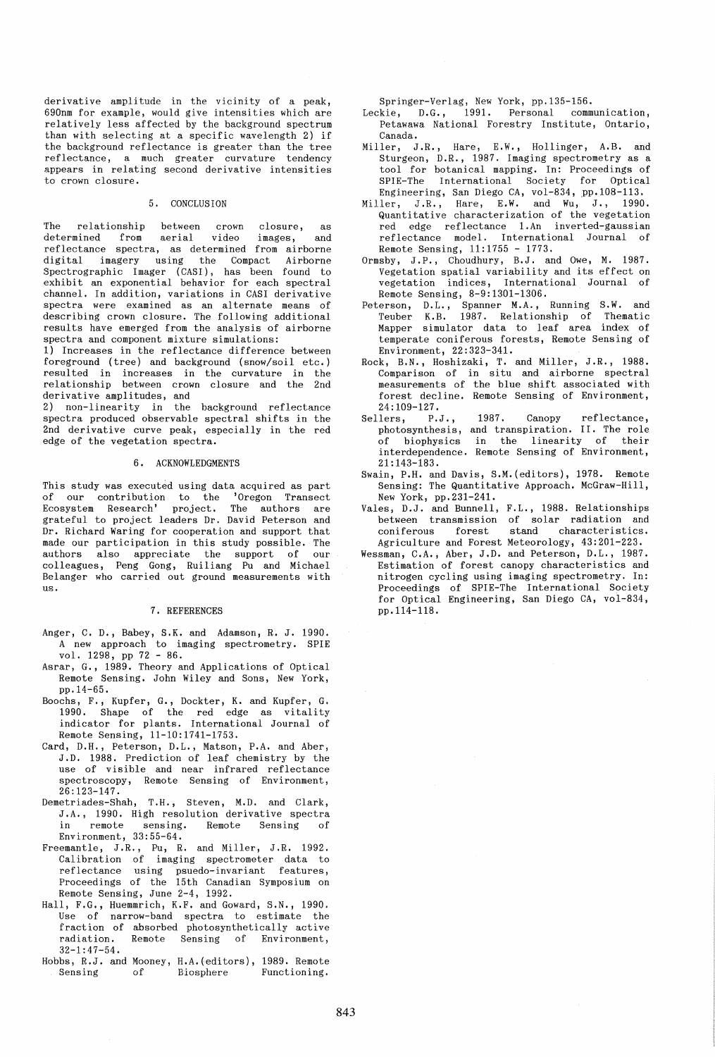derivative amplitude in the vicinity of a peak, 690nm for example, would give intensities which are relatively less affected by the background spectrum than with selecting at a specific wavelength 2) if the background reflectance is greater than the tree reflectance, a much greater curvature tendency appears in relating second derivative intensities to crown closure.

## 5. CONCLUSION

The relationship between crown closure, as determined from aerial video images, and reflectance spectra, as determined from airborne digital imagery using the Compact Airborne Spectrographic Imager (CASI), has been found to exhibit an exponential behavior for each spectral channel. In addition, variations in CASI derivative spectra were examined as an alternate means of describing crown closure. The following additional results have emerged from the analysis of airborne spectra and component mixture simulations:

1) Increases in the reflectance difference between foreground (tree) and background (snow/soil etc.) resulted in increases in the curvature in the relationship between crown closure and the 2nd derivative amplitudes, and

2) non-linearity in the background reflectance spectra produced observable spectral shifts in the 2nd derivative curve peak, especially in the red edge of the vegetation spectra.

## 6. ACKNOWLEDGMENTS

This study was executed using data acquired as part of our contribution to the 'Oregon Transect Ecosystem Research' project. The authors are grateful to project leaders Dr. David Peterson and Dr. Richard Waring for cooperation and support that made our participation in this study possible. The authors also appreciate the support of our colleagues, Peng Gong, Ruiliang Pu and Michael Belanger who carried out ground measurements with us.

## 7. REFERENCES

Anger, C. D., Babey, S.K. and Adamson, R. J. 1990. A new approach to imaging spectrometry. SPIE vol. 1298, pp 72 - 86.

Asrar, G., 1989. Theory and Applications of Optical Remote Sensing. John Wiley and Sons, New York, pp.14-65.

Boochs, F., Kupfer, G., Dockter, K. and Kupfer, G. 1990. Shape of the red edge as vitality indicator for plants. International Journal of Remote Sensing, 11-10:1741-1753.

Card, D.H., Peterson, D.L., Matson, P.A. and Aber, J.D. 1988. Prediction of leaf chemistry by the use of visible and near infrared reflectance spectroscopy, Remote Sensing of Environment, 26:123-147.

Demetriades-Shah, T.H., Steven, M.D. and Clark, J.A., 1990. High resolution derivative spectra in remote sensing. Remote Sensing of Environment, 33:55-64.

Freemantle, J.R., Pu, R. and Miller, J.R. 1992. Calibration of imaging spectrometer data to reflectance using psuedo-invariant features, Proceedings of the 15th Canadian Symposium on Remote Sensing, June 2-4, 1992.

Hall, F.G., Huemmrich, K.F. and Goward, S.N., 1990. Use of narrow-band spectra to estimate the fraction of absorbed photosynthetically active radiation. Remote Sensing of Environment, 32-1:47-54.

Hobbs, R.J. and Mooney, H.A.(editors), 1989. Remote Sensing of Biosphere Functioning. Springer-Verlag, New York, pp.135-156.

Leckie, D.G., 1991. Personal communication, Petawawa National Forestry Institute, Ontario, Canada.

Miller, J.R., Hare, E.W., Hollinger, A.B. and Sturgeon, D.R., 1987. Imaging spectrometry as a tool for botanical mapping. In: Proceedings of SPIE-The International Society for Optical Engineering, San Diego CA, vol-834, pp.108-113.

Miller, J.R., Hare, E.W. and Wu, J., 1990. Quantitative characterization of the vegetation red edge reflectance 1.An inverted-gaussian reflectance model. International Journal of Remote Sensing, 11:1755 - 1773.

Ormsby, J.P., Choudhury, B.J. and Owe, M. 1987. Vegetation spatial variability and its effect on vegetation indices, International Journal of Remote Sensing, 8-9:1301-1306.

Peterson, D.L., Spanner M.A., Running S.W. and Teuber K.B. 1987. Relationship of Thematic Mapper simulator data to leaf area index of temperate coniferous forests, Remote Sensing of Environment, 22:323-341.

Rock, B.N., Hoshizaki, T. and Miller, J.R., 1988. Comparison of in situ and airborne spectral measurements of the blue shift associated with forest decline. Remote Sensing of Environment, 24:109-127.

Sellers, P.J., 1987. Canopy reflectance, photosynthesis, and transpiration. II. The role of biophysics in the linearity of their interdependence. Remote Sensing of Environment, 21:143-183.

Swain, P.H. and Davis, S.M.(editors), 1978. Remote Sensing: The Quantitative Approach. McGraw-Hill, New York, pp.231-241.

Vales, D.J. and Bunnell, F.L., 1988. Relationships between transmission of solar radiation and coniferous forest stand characteristics. Agriculture and Forest Meteorology, 43:201-223.

Wessman, C.A., Aber, J.D. and Peterson, D.L., 1987. Estimation of forest canopy characteristics and nitrogen cycling using imaging spectrometry. In: Proceedings of SPIE-The International Society for Optical Engineering, San Diego CA, vol-834, pp.114-118.